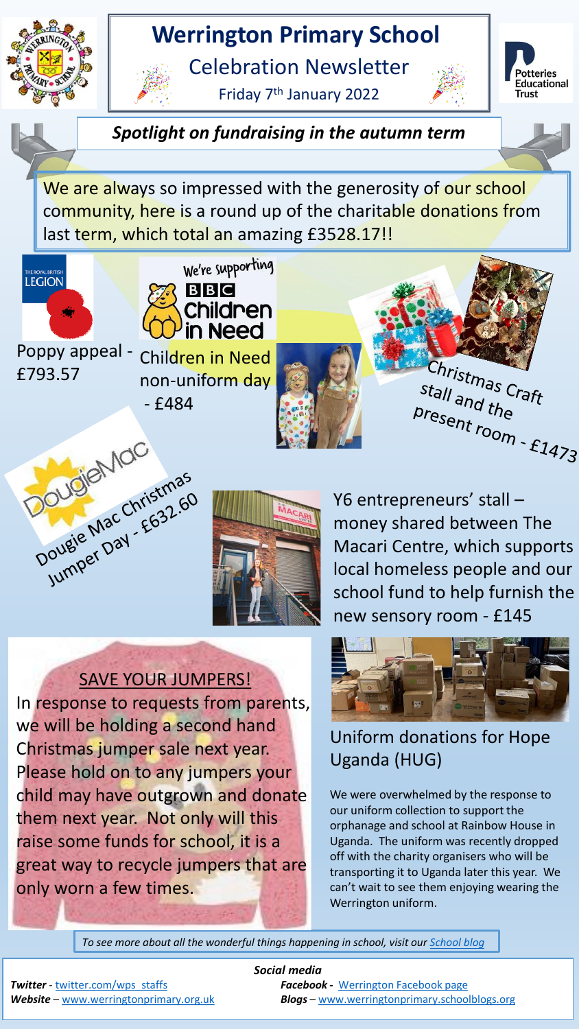# Werrington Primary School

## Celebration Newsletter

Friday 7th January 2022

### *Spotlight on fundraising in the autumn term*

We are always so impressed with the generosity of our school community, here is a round up of the charitable donations from last term, which total an amazing £3528.17!!

Poppy appeal - £793.57

We're supporting BBC Children in Need

Children in Need non-uniform day - £484

Christmas Craft stall and the present room - £1473

Dougie Mac Christmas Jumper Day - £632.60

Y6 entrepreneurs' stall – money shared between The Macari Centre, which supports local homeless people and our school fund to help furnish the new sensory room - £145

## SAVE YOUR JUMPERS!

In response to requests from parents, we will be holding a second hand Christmas jumper sale next year. Please hold on to any jumpers your child may have outgrown and donate them next year. Not only will this raise some funds for school, it is a great way to recycle jumpers that are only worn a few times.

## Uniform donations for Hope Uganda (HUG)

We were overwhelmed by the response to our uniform collection to support the orphanage and school at Rainbow House in Uganda. The uniform was recently dropped off with the charity organisers who will be transporting it to Uganda later this year. We can't wait to see them enjoying wearing the Werrington uniform.

*To see more about all the wonderful things happening in school, visit our School blog*

***Social media***

***Twitter*** - twitter.com/wps_staffs
***Website*** – www.werringtonprimary.org.uk
***Facebook*** - Werrington Facebook page
***Blogs*** – www.werringtonprimary.schoolblogs.org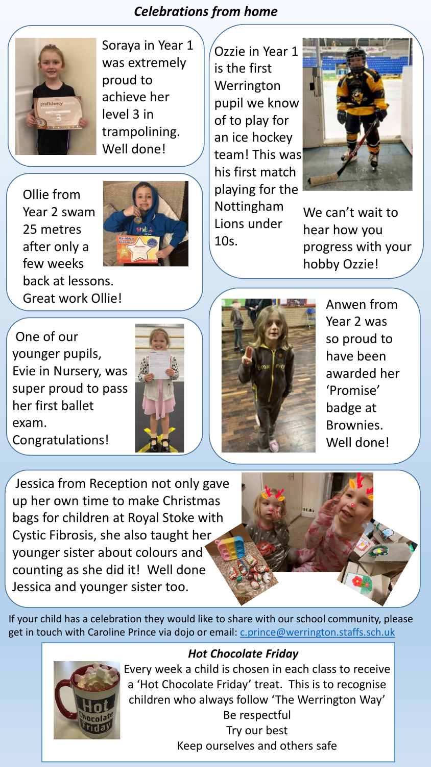## *Celebrations from home*

Soraya in Year 1 was extremely proud to achieve her level 3 in trampolining. Well done!

Ozzie in Year 1 is the first Werrington pupil we know of to play for an ice hockey team! This was his first match playing for the Nottingham Lions under 10s.

We can't wait to hear how you progress with your hobby Ozzie!

Ollie from Year 2 swam 25 metres after only a few weeks back at lessons. Great work Ollie!

One of our younger pupils, Evie in Nursery, was super proud to pass her first ballet exam. Congratulations!

Anwen from Year 2 was so proud to have been awarded her 'Promise' badge at Brownies. Well done!

Jessica from Reception not only gave up her own time to make Christmas bags for children at Royal Stoke with Cystic Fibrosis, she also taught her younger sister about colours and counting as she did it! Well done Jessica and younger sister too.

If your child has a celebration they would like to share with our school community, please get in touch with Caroline Prince via dojo or email: c.prince@werrington.staffs.sch.uk

### *Hot Chocolate Friday*

Every week a child is chosen in each class to receive a 'Hot Chocolate Friday' treat. This is to recognise children who always follow 'The Werrington Way'

Be respectful

Try our best

Keep ourselves and others safe